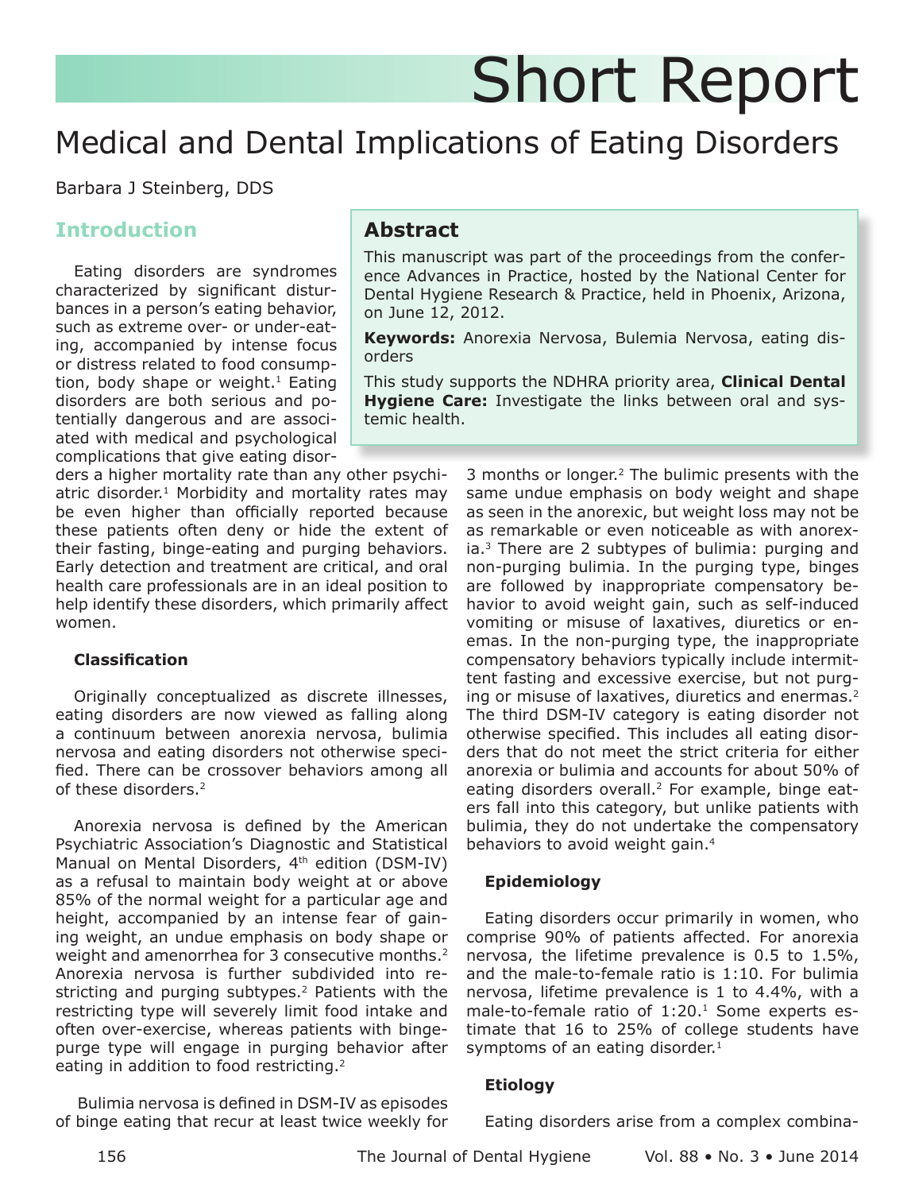# Short Report

# Medical and Dental Implications of Eating Disorders

Barbara J Steinberg, DDS

## Abstract

This manuscript was part of the proceedings from the conference Advances in Practice, hosted by the National Center for Dental Hygiene Research & Practice, held in Phoenix, Arizona, on June 12, 2012.

**Keywords:** Anorexia Nervosa, Bulemia Nervosa, eating disorders

This study supports the NDHRA priority area, **Clinical Dental Hygiene Care:** Investigate the links between oral and systemic health.

## Introduction

Eating disorders are syndromes characterized by significant disturbances in a person's eating behavior, such as extreme over- or under-eating, accompanied by intense focus or distress related to food consumption, body shape or weight.[1] Eating disorders are both serious and potentially dangerous and are associated with medical and psychological complications that give eating disorders a higher mortality rate than any other psychiatric disorder.[1] Morbidity and mortality rates may be even higher than officially reported because these patients often deny or hide the extent of their fasting, binge-eating and purging behaviors. Early detection and treatment are critical, and oral health care professionals are in an ideal position to help identify these disorders, which primarily affect women.

### Classification

Originally conceptualized as discrete illnesses, eating disorders are now viewed as falling along a continuum between anorexia nervosa, bulimia nervosa and eating disorders not otherwise specified. There can be crossover behaviors among all of these disorders.[2]

Anorexia nervosa is defined by the American Psychiatric Association's Diagnostic and Statistical Manual on Mental Disorders, 4th edition (DSM-IV) as a refusal to maintain body weight at or above 85% of the normal weight for a particular age and height, accompanied by an intense fear of gaining weight, an undue emphasis on body shape or weight and amenorrhea for 3 consecutive months.[2] Anorexia nervosa is further subdivided into restricting and purging subtypes.[2] Patients with the restricting type will severely limit food intake and often over-exercise, whereas patients with binge-purge type will engage in purging behavior after eating in addition to food restricting.[2]

Bulimia nervosa is defined in DSM-IV as episodes of binge eating that recur at least twice weekly for 3 months or longer.[2] The bulimic presents with the same undue emphasis on body weight and shape as seen in the anorexic, but weight loss may not be as remarkable or even noticeable as with anorexia.[3] There are 2 subtypes of bulimia: purging and non-purging bulimia. In the purging type, binges are followed by inappropriate compensatory behavior to avoid weight gain, such as self-induced vomiting or misuse of laxatives, diuretics or enemas. In the non-purging type, the inappropriate compensatory behaviors typically include intermittent fasting and excessive exercise, but not purging or misuse of laxatives, diuretics and enermas.[2] The third DSM-IV category is eating disorder not otherwise specified. This includes all eating disorders that do not meet the strict criteria for either anorexia or bulimia and accounts for about 50% of eating disorders overall.[2] For example, binge eaters fall into this category, but unlike patients with bulimia, they do not undertake the compensatory behaviors to avoid weight gain.[4]

### Epidemiology

Eating disorders occur primarily in women, who comprise 90% of patients affected. For anorexia nervosa, the lifetime prevalence is 0.5 to 1.5%, and the male-to-female ratio is 1:10. For bulimia nervosa, lifetime prevalence is 1 to 4.4%, with a male-to-female ratio of 1:20.[1] Some experts estimate that 16 to 25% of college students have symptoms of an eating disorder.[1]

### Etiology

Eating disorders arise from a complex combina-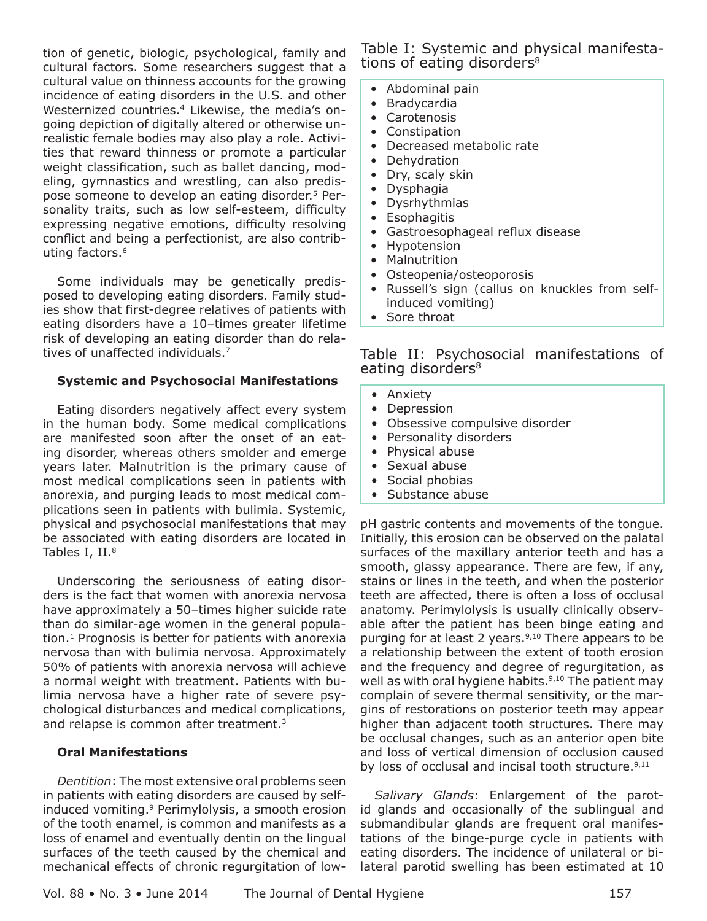tion of genetic, biologic, psychological, family and cultural factors. Some researchers suggest that a cultural value on thinness accounts for the growing incidence of eating disorders in the U.S. and other Westernized countries.[4] Likewise, the media's ongoing depiction of digitally altered or otherwise unrealistic female bodies may also play a role. Activities that reward thinness or promote a particular weight classification, such as ballet dancing, modeling, gymnastics and wrestling, can also predispose someone to develop an eating disorder.[5] Personality traits, such as low self-esteem, difficulty expressing negative emotions, difficulty resolving conflict and being a perfectionist, are also contributing factors.[6]

Some individuals may be genetically predisposed to developing eating disorders. Family studies show that first-degree relatives of patients with eating disorders have a 10–times greater lifetime risk of developing an eating disorder than do relatives of unaffected individuals.[7]

### Systemic and Psychosocial Manifestations

Eating disorders negatively affect every system in the human body. Some medical complications are manifested soon after the onset of an eating disorder, whereas others smolder and emerge years later. Malnutrition is the primary cause of most medical complications seen in patients with anorexia, and purging leads to most medical complications seen in patients with bulimia. Systemic, physical and psychosocial manifestations that may be associated with eating disorders are located in Tables I, II.[8]

Underscoring the seriousness of eating disorders is the fact that women with anorexia nervosa have approximately a 50–times higher suicide rate than do similar-age women in the general population.[1] Prognosis is better for patients with anorexia nervosa than with bulimia nervosa. Approximately 50% of patients with anorexia nervosa will achieve a normal weight with treatment. Patients with bulimia nervosa have a higher rate of severe psychological disturbances and medical complications, and relapse is common after treatment.[3]

Table I: Systemic and physical manifestations of eating disorders[8]

- Abdominal pain
- Bradycardia
- Carotenosis
- Constipation
- Decreased metabolic rate
- Dehydration
- Dry, scaly skin
- Dysphagia
- Dysrhythmias
- Esophagitis
- Gastroesophageal reflux disease
- Hypotension
- Malnutrition
- Osteopenia/osteoporosis
- Russell's sign (callus on knuckles from self-induced vomiting)
- Sore throat

Table II: Psychosocial manifestations of eating disorders[8]

- Anxiety
- Depression
- Obsessive compulsive disorder
- Personality disorders
- Physical abuse
- Sexual abuse
- Social phobias
- Substance abuse

### Oral Manifestations

*Dentition*: The most extensive oral problems seen in patients with eating disorders are caused by self-induced vomiting.[9] Perimylolysis, a smooth erosion of the tooth enamel, is common and manifests as a loss of enamel and eventually dentin on the lingual surfaces of the teeth caused by the chemical and mechanical effects of chronic regurgitation of low-pH gastric contents and movements of the tongue. Initially, this erosion can be observed on the palatal surfaces of the maxillary anterior teeth and has a smooth, glassy appearance. There are few, if any, stains or lines in the teeth, and when the posterior teeth are affected, there is often a loss of occlusal anatomy. Perimylolysis is usually clinically observable after the patient has been binge eating and purging for at least 2 years.[9,10] There appears to be a relationship between the extent of tooth erosion and the frequency and degree of regurgitation, as well as with oral hygiene habits.[9,10] The patient may complain of severe thermal sensitivity, or the margins of restorations on posterior teeth may appear higher than adjacent tooth structures. There may be occlusal changes, such as an anterior open bite and loss of vertical dimension of occlusion caused by loss of occlusal and incisal tooth structure.[9,11]

*Salivary Glands*: Enlargement of the parotid glands and occasionally of the sublingual and submandibular glands are frequent oral manifestations of the binge-purge cycle in patients with eating disorders. The incidence of unilateral or bilateral parotid swelling has been estimated at 10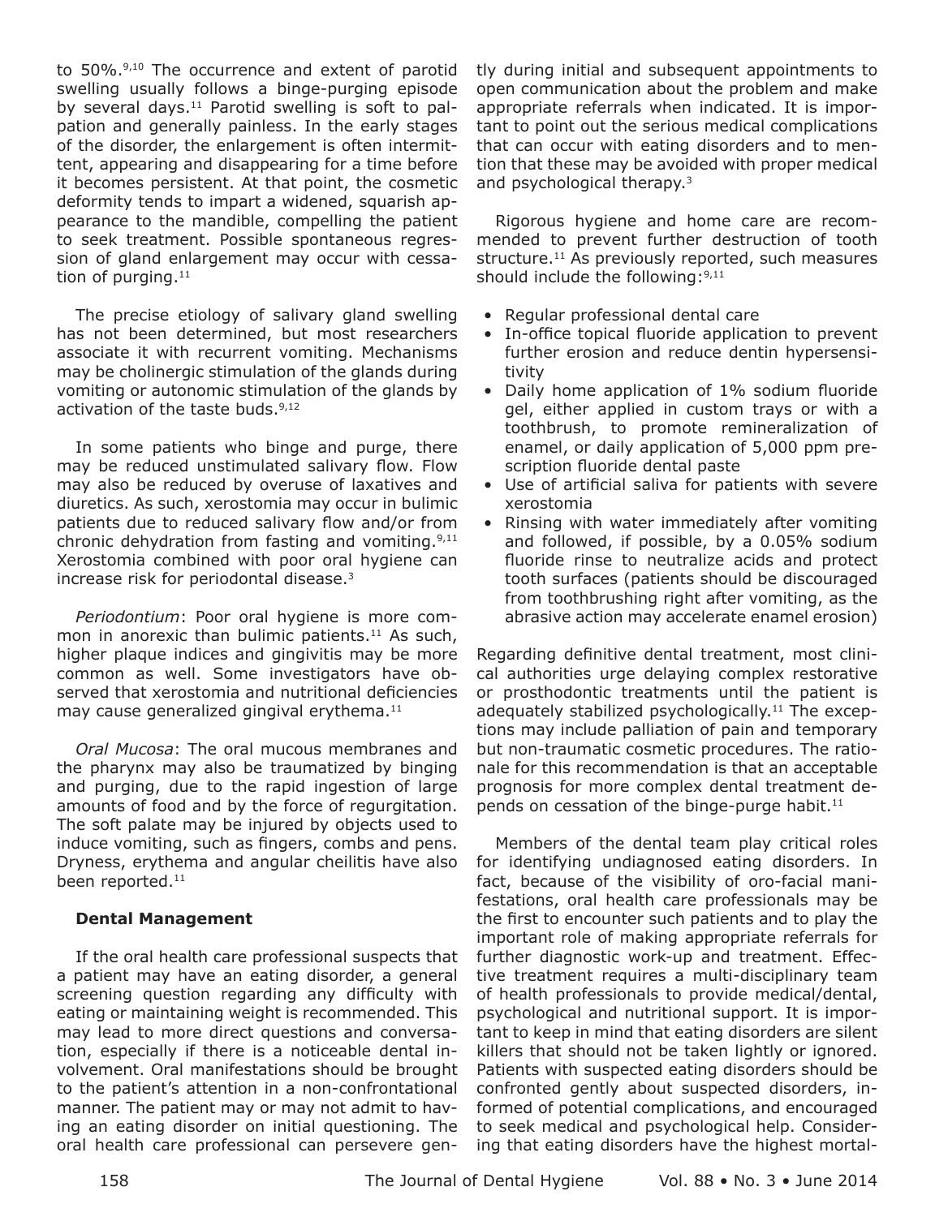to 50%.[9,10] The occurrence and extent of parotid swelling usually follows a binge-purging episode by several days.[11] Parotid swelling is soft to palpation and generally painless. In the early stages of the disorder, the enlargement is often intermittent, appearing and disappearing for a time before it becomes persistent. At that point, the cosmetic deformity tends to impart a widened, squarish appearance to the mandible, compelling the patient to seek treatment. Possible spontaneous regression of gland enlargement may occur with cessation of purging.[11]

The precise etiology of salivary gland swelling has not been determined, but most researchers associate it with recurrent vomiting. Mechanisms may be cholinergic stimulation of the glands during vomiting or autonomic stimulation of the glands by activation of the taste buds.[9,12]

In some patients who binge and purge, there may be reduced unstimulated salivary flow. Flow may also be reduced by overuse of laxatives and diuretics. As such, xerostomia may occur in bulimic patients due to reduced salivary flow and/or from chronic dehydration from fasting and vomiting.[9,11] Xerostomia combined with poor oral hygiene can increase risk for periodontal disease.[3]

*Periodontium*: Poor oral hygiene is more common in anorexic than bulimic patients.[11] As such, higher plaque indices and gingivitis may be more common as well. Some investigators have observed that xerostomia and nutritional deficiencies may cause generalized gingival erythema.[11]

*Oral Mucosa*: The oral mucous membranes and the pharynx may also be traumatized by binging and purging, due to the rapid ingestion of large amounts of food and by the force of regurgitation. The soft palate may be injured by objects used to induce vomiting, such as fingers, combs and pens. Dryness, erythema and angular cheilitis have also been reported.[11]

**Dental Management**

If the oral health care professional suspects that a patient may have an eating disorder, a general screening question regarding any difficulty with eating or maintaining weight is recommended. This may lead to more direct questions and conversation, especially if there is a noticeable dental involvement. Oral manifestations should be brought to the patient's attention in a non-confrontational manner. The patient may or may not admit to having an eating disorder on initial questioning. The oral health care professional can persevere gently during initial and subsequent appointments to open communication about the problem and make appropriate referrals when indicated. It is important to point out the serious medical complications that can occur with eating disorders and to mention that these may be avoided with proper medical and psychological therapy.[3]

Rigorous hygiene and home care are recommended to prevent further destruction of tooth structure.[11] As previously reported, such measures should include the following:[9,11]

- Regular professional dental care
- In-office topical fluoride application to prevent further erosion and reduce dentin hypersensitivity
- Daily home application of 1% sodium fluoride gel, either applied in custom trays or with a toothbrush, to promote remineralization of enamel, or daily application of 5,000 ppm prescription fluoride dental paste
- Use of artificial saliva for patients with severe xerostomia
- Rinsing with water immediately after vomiting and followed, if possible, by a 0.05% sodium fluoride rinse to neutralize acids and protect tooth surfaces (patients should be discouraged from toothbrushing right after vomiting, as the abrasive action may accelerate enamel erosion)

Regarding definitive dental treatment, most clinical authorities urge delaying complex restorative or prosthodontic treatments until the patient is adequately stabilized psychologically.[11] The exceptions may include palliation of pain and temporary but non-traumatic cosmetic procedures. The rationale for this recommendation is that an acceptable prognosis for more complex dental treatment depends on cessation of the binge-purge habit.[11]

Members of the dental team play critical roles for identifying undiagnosed eating disorders. In fact, because of the visibility of oro-facial manifestations, oral health care professionals may be the first to encounter such patients and to play the important role of making appropriate referrals for further diagnostic work-up and treatment. Effective treatment requires a multi-disciplinary team of health professionals to provide medical/dental, psychological and nutritional support. It is important to keep in mind that eating disorders are silent killers that should not be taken lightly or ignored. Patients with suspected eating disorders should be confronted gently about suspected disorders, informed of potential complications, and encouraged to seek medical and psychological help. Considering that eating disorders have the highest mortal-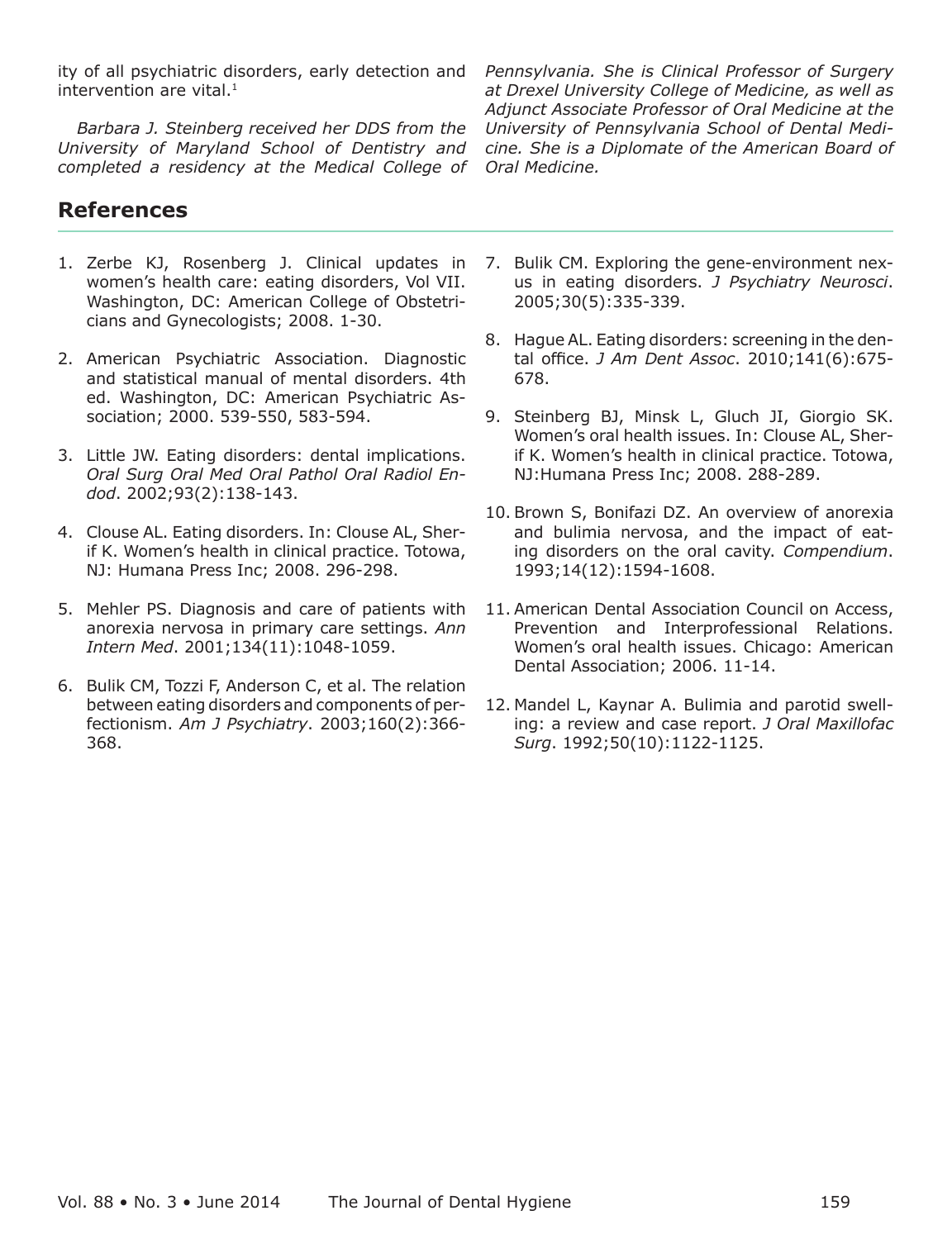ity of all psychiatric disorders, early detection and intervention are vital.[1]

*Barbara J. Steinberg received her DDS from the University of Maryland School of Dentistry and completed a residency at the Medical College of Pennsylvania. She is Clinical Professor of Surgery at Drexel University College of Medicine, as well as Adjunct Associate Professor of Oral Medicine at the University of Pennsylvania School of Dental Medicine. She is a Diplomate of the American Board of Oral Medicine.*

## References

1. Zerbe KJ, Rosenberg J. Clinical updates in women's health care: eating disorders, Vol VII. Washington, DC: American College of Obstetricians and Gynecologists; 2008. 1-30.
2. American Psychiatric Association. Diagnostic and statistical manual of mental disorders. 4th ed. Washington, DC: American Psychiatric Association; 2000. 539-550, 583-594.
3. Little JW. Eating disorders: dental implications. *Oral Surg Oral Med Oral Pathol Oral Radiol Endod*. 2002;93(2):138-143.
4. Clouse AL. Eating disorders. In: Clouse AL, Sherif K. Women's health in clinical practice. Totowa, NJ: Humana Press Inc; 2008. 296-298.
5. Mehler PS. Diagnosis and care of patients with anorexia nervosa in primary care settings. *Ann Intern Med*. 2001;134(11):1048-1059.
6. Bulik CM, Tozzi F, Anderson C, et al. The relation between eating disorders and components of perfectionism. *Am J Psychiatry*. 2003;160(2):366-368.
7. Bulik CM. Exploring the gene-environment nexus in eating disorders. *J Psychiatry Neurosci*. 2005;30(5):335-339.
8. Hague AL. Eating disorders: screening in the dental office. *J Am Dent Assoc*. 2010;141(6):675-678.
9. Steinberg BJ, Minsk L, Gluch JI, Giorgio SK. Women's oral health issues. In: Clouse AL, Sherif K. Women's health in clinical practice. Totowa, NJ:Humana Press Inc; 2008. 288-289.
10. Brown S, Bonifazi DZ. An overview of anorexia and bulimia nervosa, and the impact of eating disorders on the oral cavity. *Compendium*. 1993;14(12):1594-1608.
11. American Dental Association Council on Access, Prevention and Interprofessional Relations. Women's oral health issues. Chicago: American Dental Association; 2006. 11-14.
12. Mandel L, Kaynar A. Bulimia and parotid swelling: a review and case report. *J Oral Maxillofac Surg*. 1992;50(10):1122-1125.